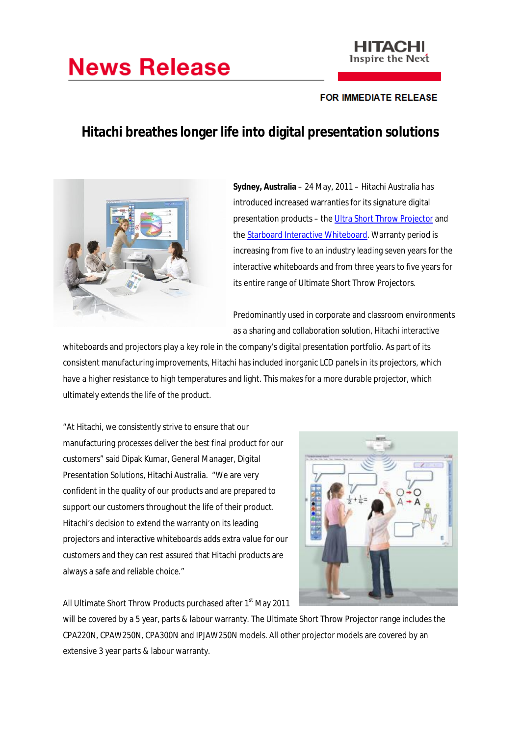# News Release

**FOR IMMEDIATE RELEASE**

## Hitachi breathes longer life into digital presentation solutions

**Sydney, Australia** – 24 May, 2011 – Hitachi Australia has introduced increased warranties for its signature digital presentation products – the Ultra Short Throw Projector and the Starboard Interactive Whiteboard. Warranty period is increasing from five to an industry leading seven years for the interactive whiteboards and from three years to five years for its entire range of Ultimate Short Throw Projectors.

Predominantly used in corporate and classroom environments as a sharing and collaboration solution, Hitachi interactive whiteboards and projectors play a key role in the company's digital presentation portfolio. As part of its consistent manufacturing improvements, Hitachi has included inorganic LCD panels in its projectors, which have a higher resistance to high temperatures and light. This makes for a more durable projector, which ultimately extends the life of the product.

"At Hitachi, we consistently strive to ensure that our manufacturing processes deliver the best final product for our customers" said Dipak Kumar, General Manager, Digital Presentation Solutions, Hitachi Australia. "We are very confident in the quality of our products and are prepared to support our customers throughout the life of their product. Hitachi's decision to extend the warranty on its leading projectors and interactive whiteboards adds extra value for our customers and they can rest assured that Hitachi products are always a safe and reliable choice."

All Ultimate Short Throw Products purchased after 1st May 2011 will be covered by a 5 year, parts & labour warranty. The Ultimate Short Throw Projector range includes the CPA220N, CPAW250N, CPA300N and IPJAW250N models. All other projector models are covered by an extensive 3 year parts & labour warranty.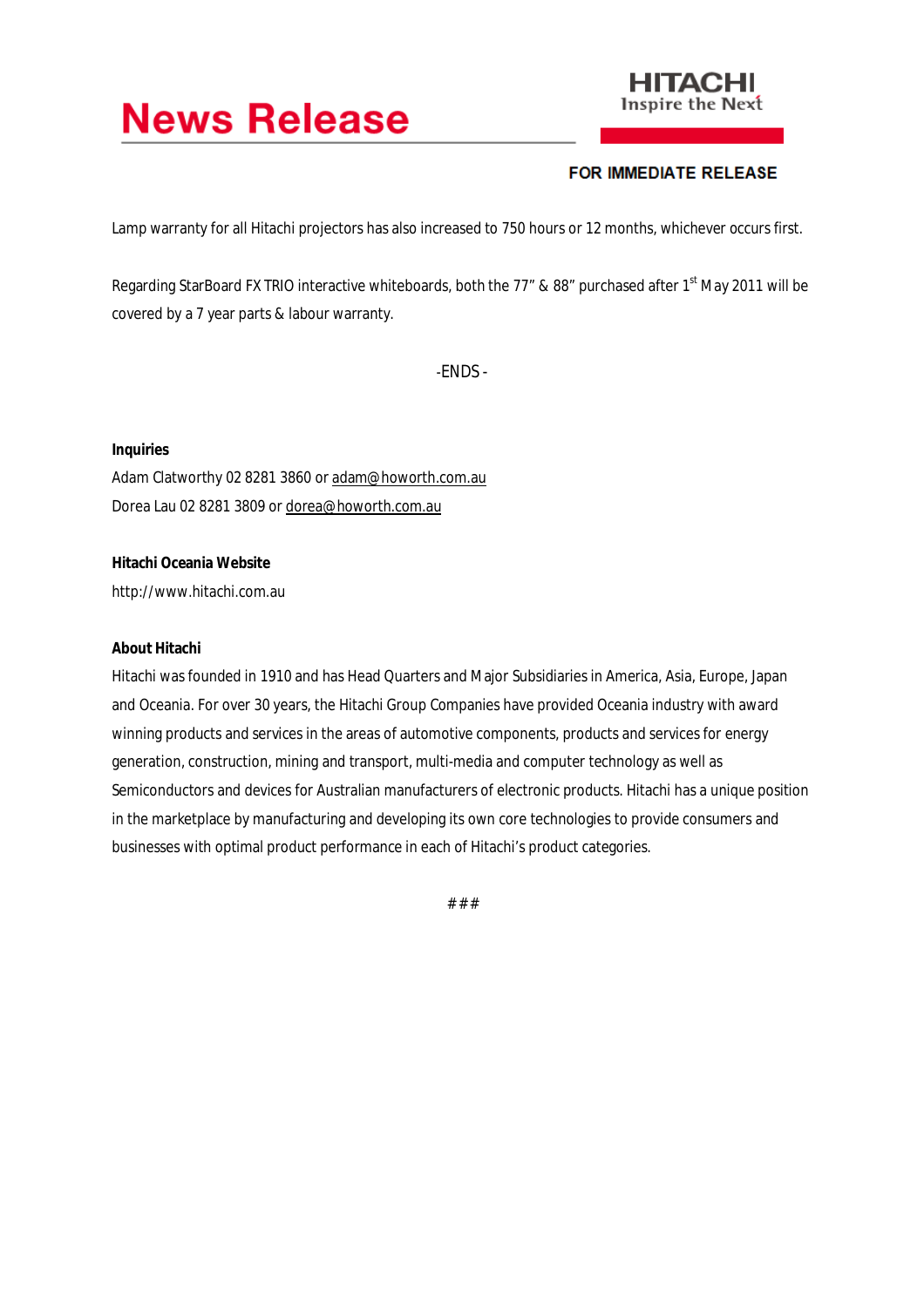Lamp warranty for all Hitachi projectors has also increased to 750 hours or 12 months, whichever occurs first.

Regarding StarBoard FX TRIO interactive whiteboards, both the 77” & 88” purchased after 1st May 2011 will be covered by a 7 year parts & labour warranty.

-ENDS -

**Inquiries**

Adam Clatworthy 02 8281 3860 or adam@howorth.com.au

Dorea Lau 02 8281 3809 or dorea@howorth.com.au

**Hitachi Oceania Website**

http://www.hitachi.com.au

**About Hitachi**

Hitachi was founded in 1910 and has Head Quarters and Major Subsidiaries in America, Asia, Europe, Japan and Oceania. For over 30 years, the Hitachi Group Companies have provided Oceania industry with award winning products and services in the areas of automotive components, products and services for energy generation, construction, mining and transport, multi-media and computer technology as well as Semiconductors and devices for Australian manufacturers of electronic products. Hitachi has a unique position in the marketplace by manufacturing and developing its own core technologies to provide consumers and businesses with optimal product performance in each of Hitachi’s product categories.

###